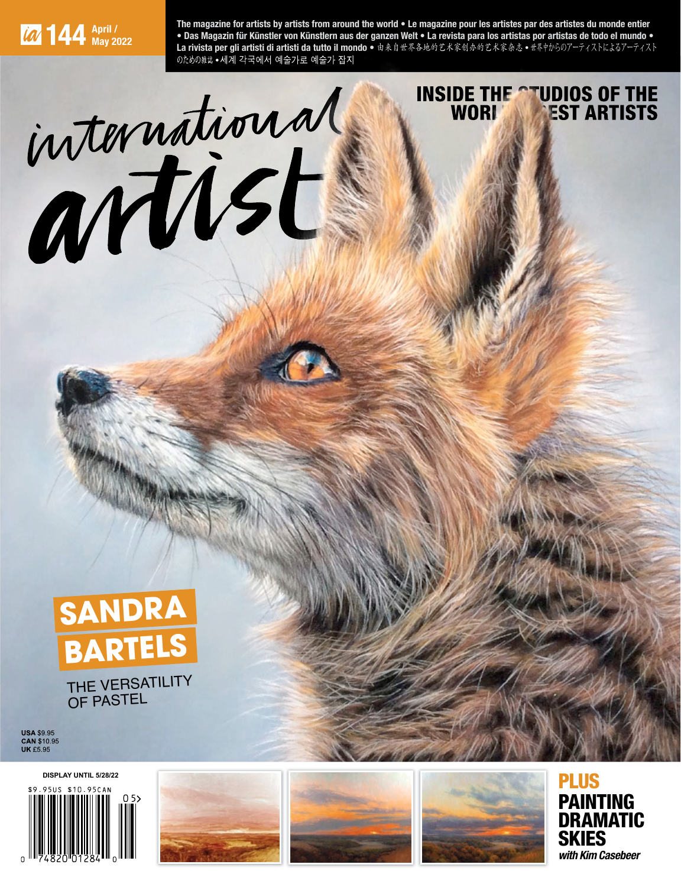ia 144 April / May 2022

The magazine for artists by artists from around the world • Le magazine pour les artistes par des artistes du monde entier • Das Magazin für Künstler von Künstlern aus der ganzen Welt • La revista para los artistas por artistas de todo el mundo • La rivista per gli artisti di artisti da tutto il mondo • 由来自世界各地的艺术家创办的艺术家杂志 • 世界中からのアーティストによるアーティストのための雑誌 • 세계 각국에서 예술가로 예술가 잡지

# international artist

INSIDE THE STUDIOS OF THE WORLD'S BEST ARTISTS

## SANDRA BARTELS

THE VERSATILITY OF PASTEL

USA $9.95
CAN $10.95
UK £5.95

DISPLAY UNTIL 5/28/22

$9.95US $10.95CAN

## PLUS PAINTING DRAMATIC SKIES

*with Kim Casebeer*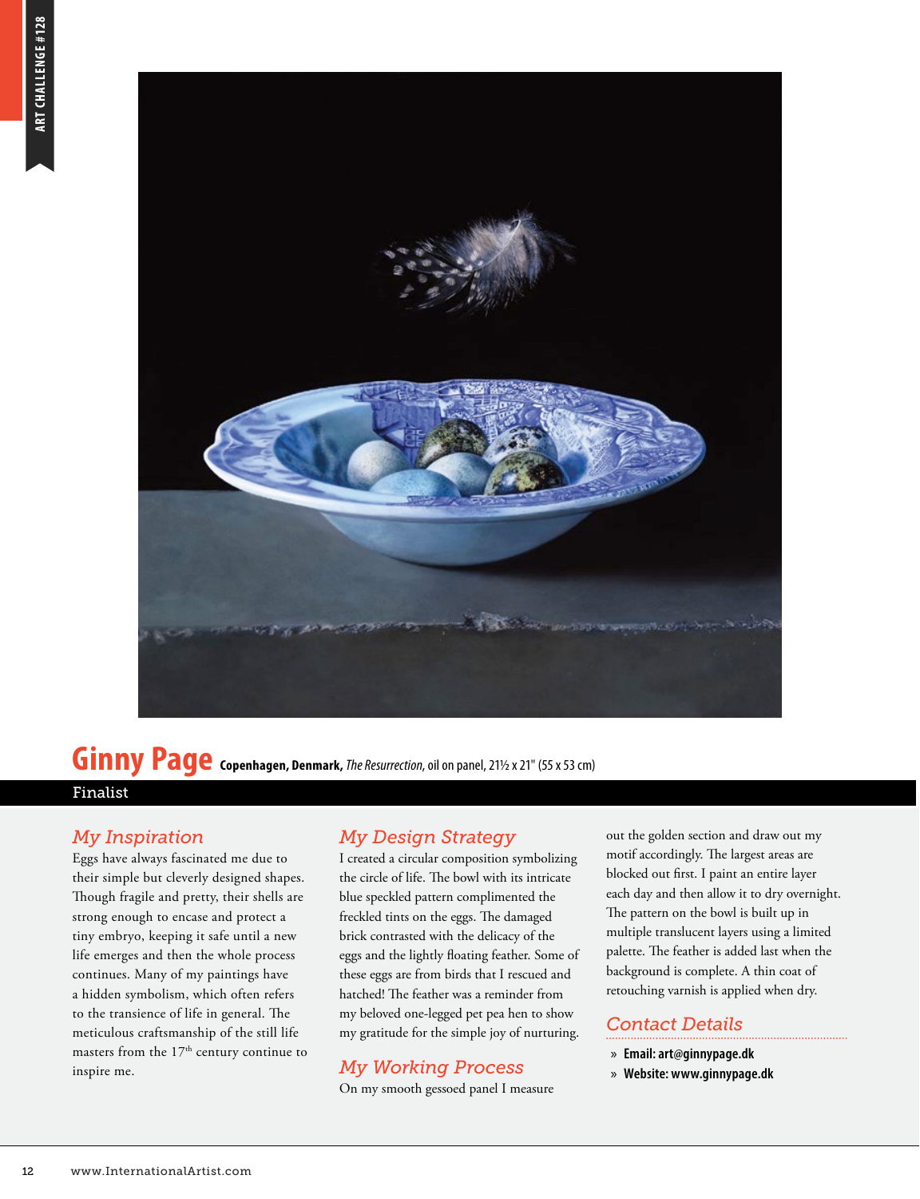## Ginny Page

**Copenhagen, Denmark,** *The Resurrection*, oil on panel, 21½ x 21" (55 x 53 cm)

Finalist

### My Inspiration

Eggs have always fascinated me due to their simple but cleverly designed shapes. Though fragile and pretty, their shells are strong enough to encase and protect a tiny embryo, keeping it safe until a new life emerges and then the whole process continues. Many of my paintings have a hidden symbolism, which often refers to the transience of life in general. The meticulous craftsmanship of the still life masters from the 17th century continue to inspire me.

### My Design Strategy

I created a circular composition symbolizing the circle of life. The bowl with its intricate blue speckled pattern complimented the freckled tints on the eggs. The damaged brick contrasted with the delicacy of the eggs and the lightly floating feather. Some of these eggs are from birds that I rescued and hatched! The feather was a reminder from my beloved one-legged pet pea hen to show my gratitude for the simple joy of nurturing.

### My Working Process

On my smooth gessoed panel I measure out the golden section and draw out my motif accordingly. The largest areas are blocked out first. I paint an entire layer each day and then allow it to dry overnight. The pattern on the bowl is built up in multiple translucent layers using a limited palette. The feather is added last when the background is complete. A thin coat of retouching varnish is applied when dry.

### Contact Details

- **Email: art@ginnypage.dk**
- **Website: www.ginnypage.dk**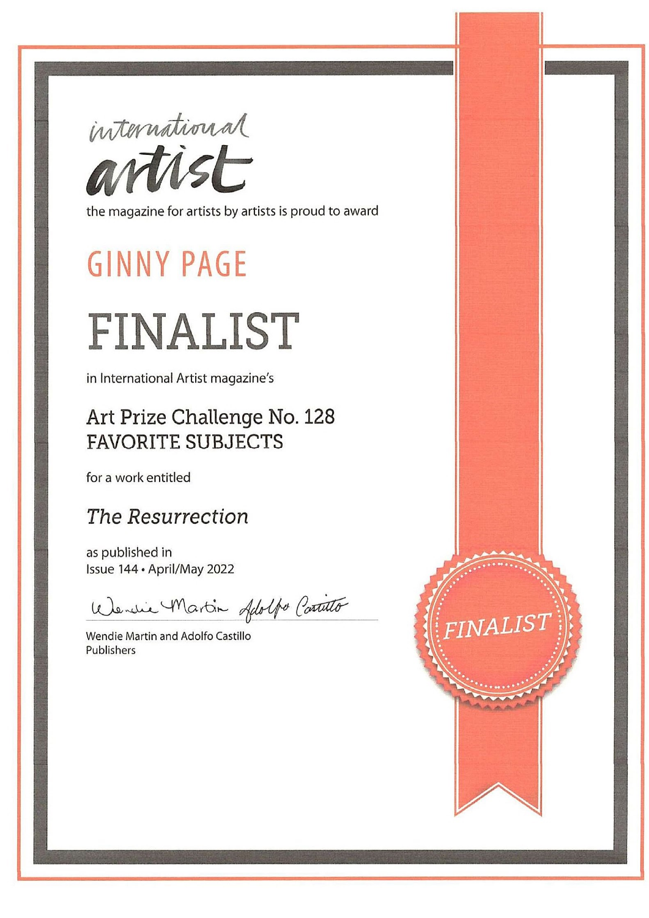international
artist

the magazine for artists by artists is proud to award

# GINNY PAGE

# FINALIST

in International Artist magazine's

## Art Prize Challenge No. 128
## FAVORITE SUBJECTS

for a work entitled

## *The Resurrection*

as published in
Issue 144 • April/May 2022

Wendie Martin Adolfo Castillo

Wendie Martin and Adolfo Castillo
Publishers

FINALIST